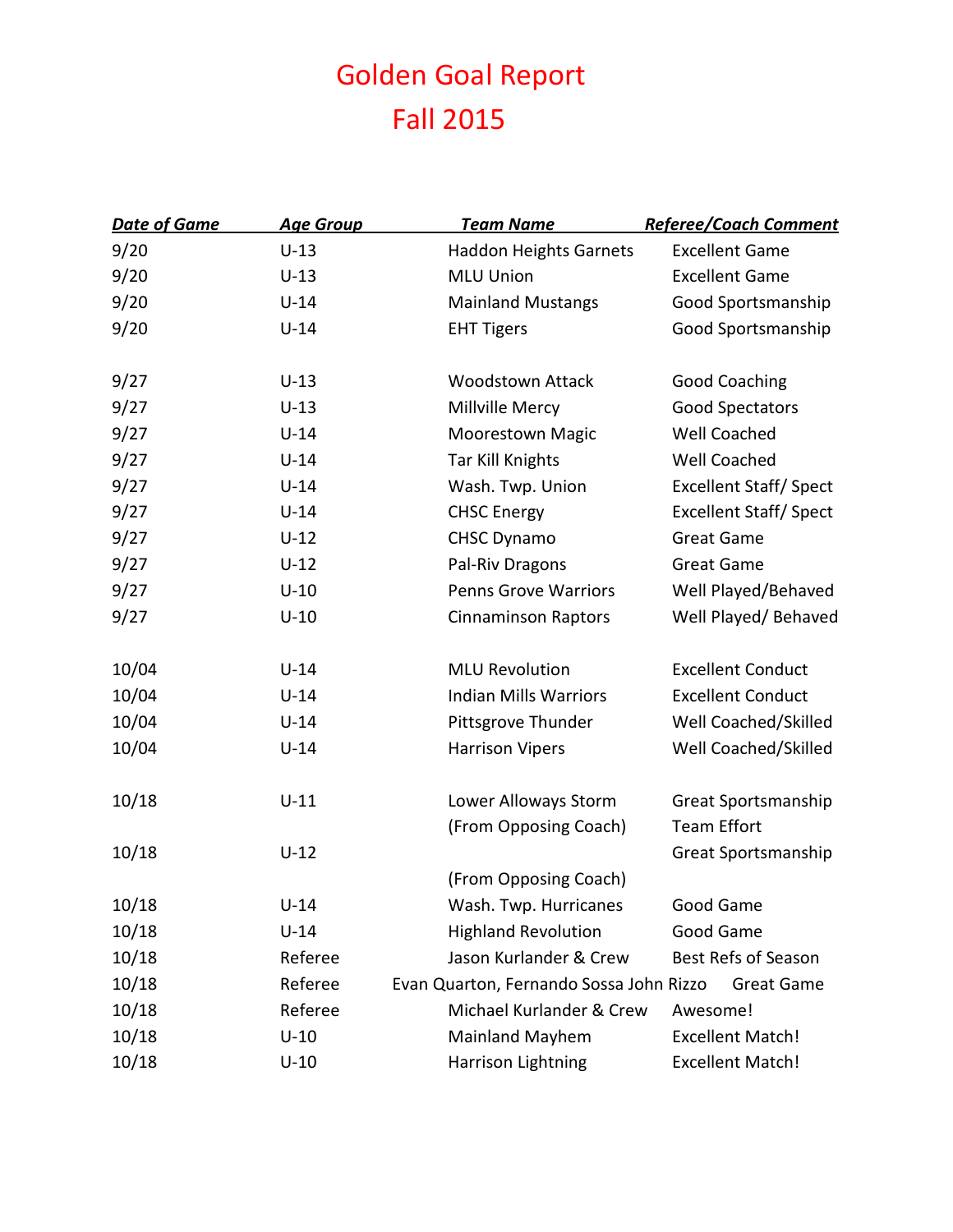# Golden Goal Report
# Fall 2015

| Date of Game | Age Group | Team Name | Referee/Coach Comment |
|---|---|---|---|
| 9/20 | U-13 | Haddon Heights Garnets | Excellent Game |
| 9/20 | U-13 | MLU Union | Excellent Game |
| 9/20 | U-14 | Mainland Mustangs | Good Sportsmanship |
| 9/20 | U-14 | EHT Tigers | Good Sportsmanship |
| | | | |
| 9/27 | U-13 | Woodstown Attack | Good Coaching |
| 9/27 | U-13 | Millville Mercy | Good Spectators |
| 9/27 | U-14 | Moorestown Magic | Well Coached |
| 9/27 | U-14 | Tar Kill Knights | Well Coached |
| 9/27 | U-14 | Wash. Twp. Union | Excellent Staff/ Spect |
| 9/27 | U-14 | CHSC Energy | Excellent Staff/ Spect |
| 9/27 | U-12 | CHSC Dynamo | Great Game |
| 9/27 | U-12 | Pal-Riv Dragons | Great Game |
| 9/27 | U-10 | Penns Grove Warriors | Well Played/Behaved |
| 9/27 | U-10 | Cinnaminson Raptors | Well Played/ Behaved |
| | | | |
| 10/04 | U-14 | MLU Revolution | Excellent Conduct |
| 10/04 | U-14 | Indian Mills Warriors | Excellent Conduct |
| 10/04 | U-14 | Pittsgrove Thunder | Well Coached/Skilled |
| 10/04 | U-14 | Harrison Vipers | Well Coached/Skilled |
| | | | |
| 10/18 | U-11 | Lower Alloways Storm | Great Sportsmanship |
| | | (From Opposing Coach) | Team Effort |
| 10/18 | U-12 | | Great Sportsmanship |
| | | (From Opposing Coach) | |
| 10/18 | U-14 | Wash. Twp. Hurricanes | Good Game |
| 10/18 | U-14 | Highland Revolution | Good Game |
| 10/18 | Referee | Jason Kurlander & Crew | Best Refs of Season |
| 10/18 | Referee | Evan Quarton, Fernando Sossa John Rizzo | Great Game |
| 10/18 | Referee | Michael Kurlander & Crew | Awesome! |
| 10/18 | U-10 | Mainland Mayhem | Excellent Match! |
| 10/18 | U-10 | Harrison Lightning | Excellent Match! |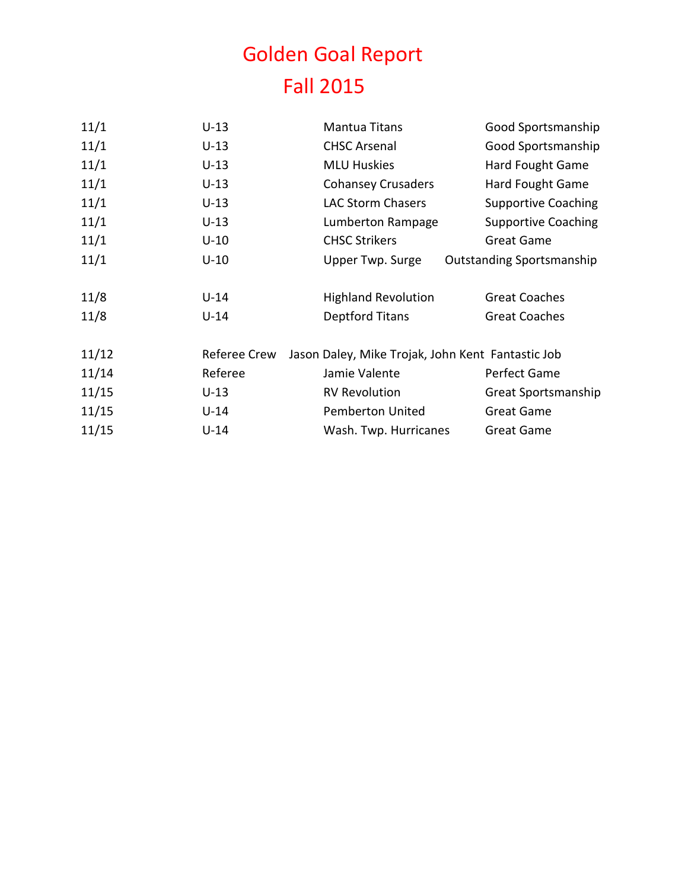# Golden Goal Report
## Fall 2015

| | | | |
|---|---|---|---|
| 11/1 | U-13 | Mantua Titans | Good Sportsmanship |
| 11/1 | U-13 | CHSC Arsenal | Good Sportsmanship |
| 11/1 | U-13 | MLU Huskies | Hard Fought Game |
| 11/1 | U-13 | Cohansey Crusaders | Hard Fought Game |
| 11/1 | U-13 | LAC Storm Chasers | Supportive Coaching |
| 11/1 | U-13 | Lumberton Rampage | Supportive Coaching |
| 11/1 | U-10 | CHSC Strikers | Great Game |
| 11/1 | U-10 | Upper Twp. Surge | Outstanding Sportsmanship |
| | | | |
| 11/8 | U-14 | Highland Revolution | Great Coaches |
| 11/8 | U-14 | Deptford Titans | Great Coaches |
| | | | |
| 11/12 | Referee Crew | Jason Daley, Mike Trojak, John Kent | Fantastic Job |
| 11/14 | Referee | Jamie Valente | Perfect Game |
| 11/15 | U-13 | RV Revolution | Great Sportsmanship |
| 11/15 | U-14 | Pemberton United | Great Game |
| 11/15 | U-14 | Wash. Twp. Hurricanes | Great Game |